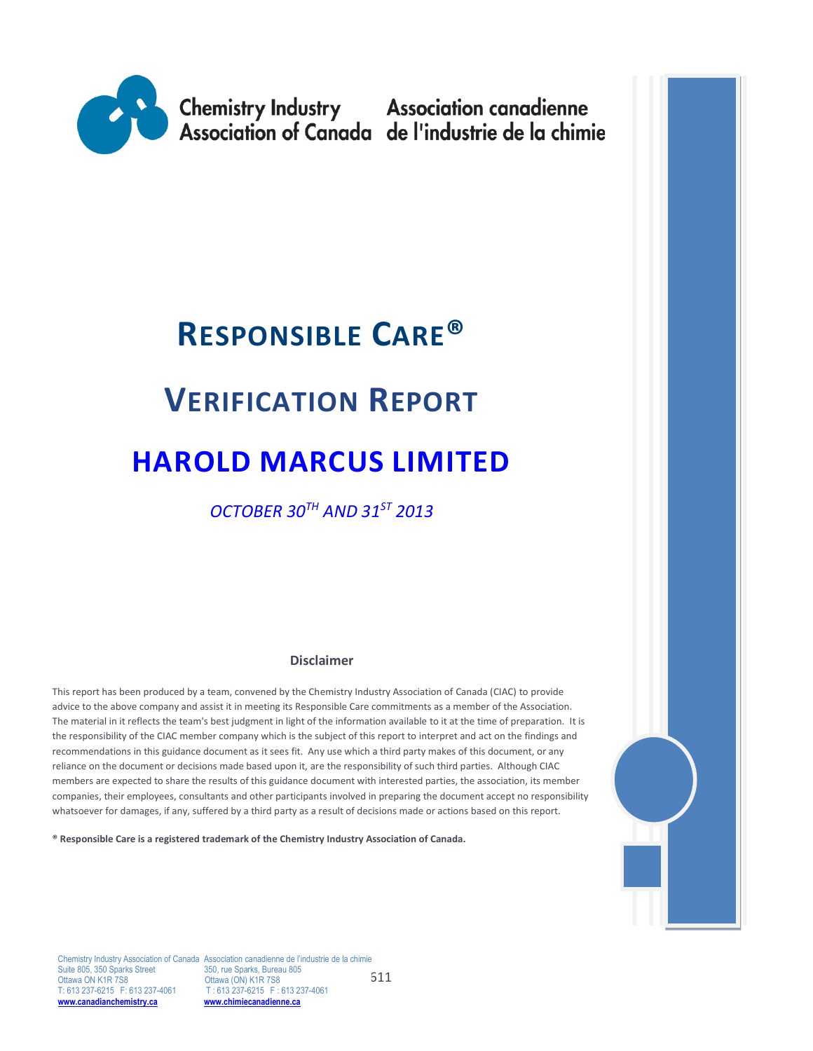Chemistry Industry Association of Canada | Association canadienne de l'industrie de la chimie

# RESPONSIBLE CARE®

# VERIFICATION REPORT

# HAROLD MARCUS LIMITED

*OCTOBER 30TH AND 31ST 2013*

**Disclaimer**

This report has been produced by a team, convened by the Chemistry Industry Association of Canada (CIAC) to provide advice to the above company and assist it in meeting its Responsible Care commitments as a member of the Association. The material in it reflects the team's best judgment in light of the information available to it at the time of preparation. It is the responsibility of the CIAC member company which is the subject of this report to interpret and act on the findings and recommendations in this guidance document as it sees fit. Any use which a third party makes of this document, or any reliance on the document or decisions made based upon it, are the responsibility of such third parties. Although CIAC members are expected to share the results of this guidance document with interested parties, the association, its member companies, their employees, consultants and other participants involved in preparing the document accept no responsibility whatsoever for damages, if any, suffered by a third party as a result of decisions made or actions based on this report.

**® Responsible Care is a registered trademark of the Chemistry Industry Association of Canada.**

Chemistry Industry Association of Canada
Suite 805, 350 Sparks Street
Ottawa ON K1R 7S8
T: 613 237-6215 F: 613 237-4061
www.canadianchemistry.ca

Association canadienne de l'industrie de la chimie
350, rue Sparks, Bureau 805
Ottawa (ON) K1R 7S8
T : 613 237-6215 F : 613 237-4061
www.chimiecanadienne.ca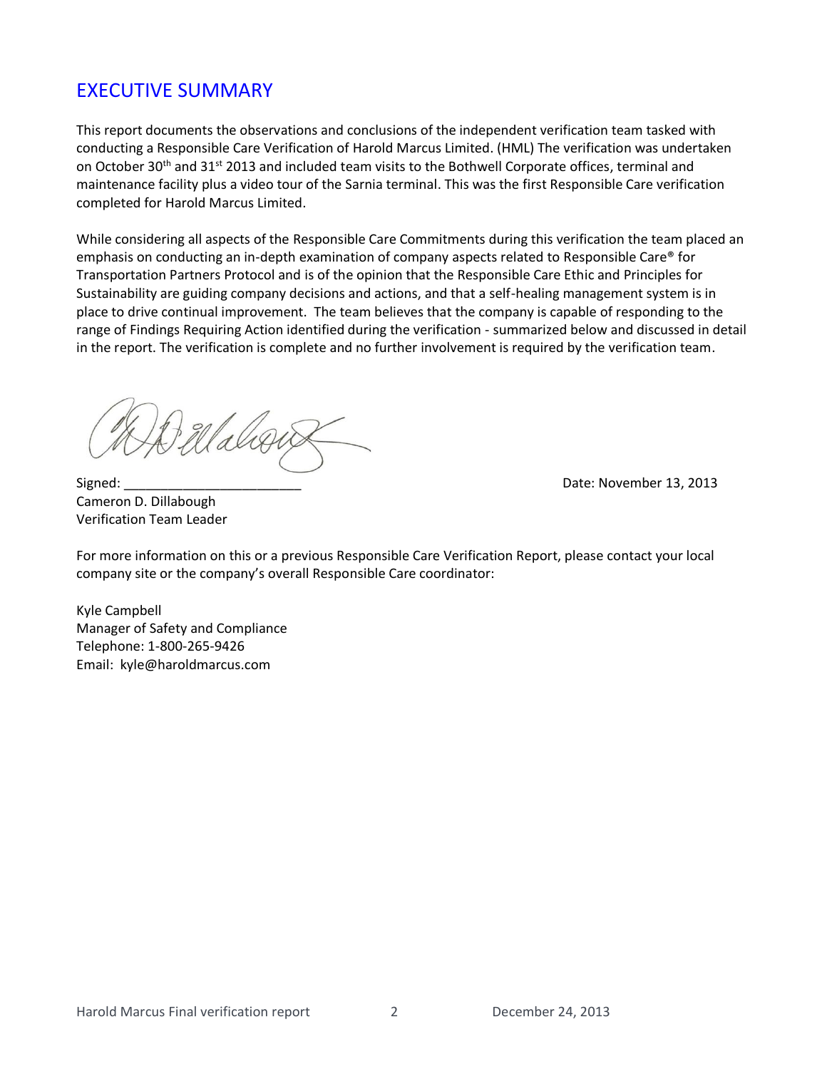# EXECUTIVE SUMMARY

This report documents the observations and conclusions of the independent verification team tasked with conducting a Responsible Care Verification of Harold Marcus Limited. (HML) The verification was undertaken on October 30th and 31st 2013 and included team visits to the Bothwell Corporate offices, terminal and maintenance facility plus a video tour of the Sarnia terminal. This was the first Responsible Care verification completed for Harold Marcus Limited.

While considering all aspects of the Responsible Care Commitments during this verification the team placed an emphasis on conducting an in-depth examination of company aspects related to Responsible Care® for Transportation Partners Protocol and is of the opinion that the Responsible Care Ethic and Principles for Sustainability are guiding company decisions and actions, and that a self-healing management system is in place to drive continual improvement. The team believes that the company is capable of responding to the range of Findings Requiring Action identified during the verification - summarized below and discussed in detail in the report. The verification is complete and no further involvement is required by the verification team.

Signed: ________________________ Date: November 13, 2013

Cameron D. Dillabough
Verification Team Leader

For more information on this or a previous Responsible Care Verification Report, please contact your local company site or the company's overall Responsible Care coordinator:

Kyle Campbell
Manager of Safety and Compliance
Telephone: 1-800-265-9426
Email: kyle@haroldmarcus.com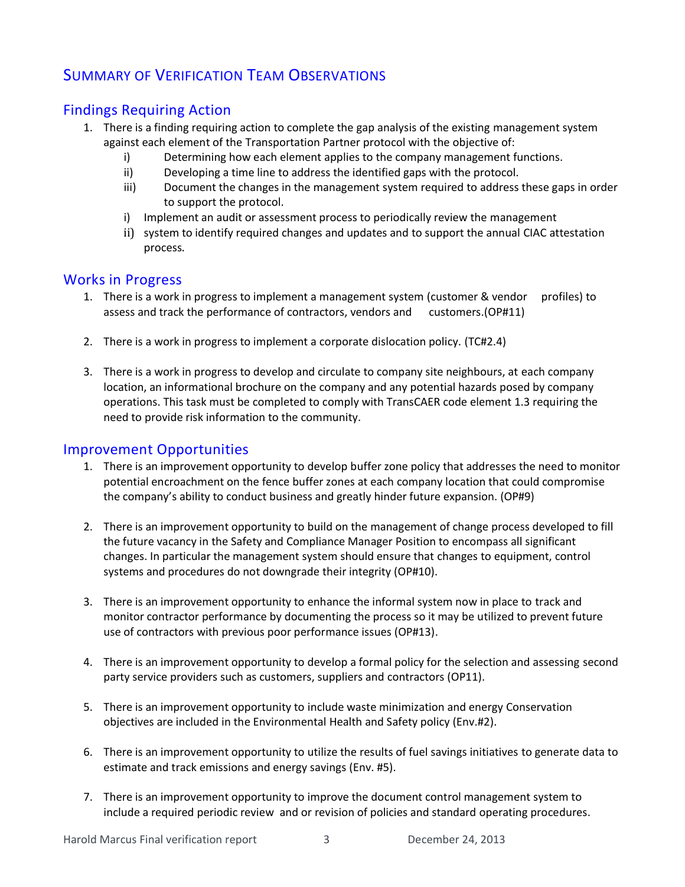# Summary of Verification Team Observations

## Findings Requiring Action

1. There is a finding requiring action to complete the gap analysis of the existing management system against each element of the Transportation Partner protocol with the objective of:
    i) Determining how each element applies to the company management functions.
    ii) Developing a time line to address the identified gaps with the protocol.
    iii) Document the changes in the management system required to address these gaps in order to support the protocol.
    i) Implement an audit or assessment process to periodically review the management
    ii) system to identify required changes and updates and to support the annual CIAC attestation process.

## Works in Progress

1. There is a work in progress to implement a management system (customer & vendor profiles) to assess and track the performance of contractors, vendors and customers.(OP#11)

2. There is a work in progress to implement a corporate dislocation policy. (TC#2.4)

3. There is a work in progress to develop and circulate to company site neighbours, at each company location, an informational brochure on the company and any potential hazards posed by company operations. This task must be completed to comply with TransCAER code element 1.3 requiring the need to provide risk information to the community.

## Improvement Opportunities

1. There is an improvement opportunity to develop buffer zone policy that addresses the need to monitor potential encroachment on the fence buffer zones at each company location that could compromise the company's ability to conduct business and greatly hinder future expansion. (OP#9)

2. There is an improvement opportunity to build on the management of change process developed to fill the future vacancy in the Safety and Compliance Manager Position to encompass all significant changes. In particular the management system should ensure that changes to equipment, control systems and procedures do not downgrade their integrity (OP#10).

3. There is an improvement opportunity to enhance the informal system now in place to track and monitor contractor performance by documenting the process so it may be utilized to prevent future use of contractors with previous poor performance issues (OP#13).

4. There is an improvement opportunity to develop a formal policy for the selection and assessing second party service providers such as customers, suppliers and contractors (OP11).

5. There is an improvement opportunity to include waste minimization and energy Conservation objectives are included in the Environmental Health and Safety policy (Env.#2).

6. There is an improvement opportunity to utilize the results of fuel savings initiatives to generate data to estimate and track emissions and energy savings (Env. #5).

7. There is an improvement opportunity to improve the document control management system to include a required periodic review and or revision of policies and standard operating procedures.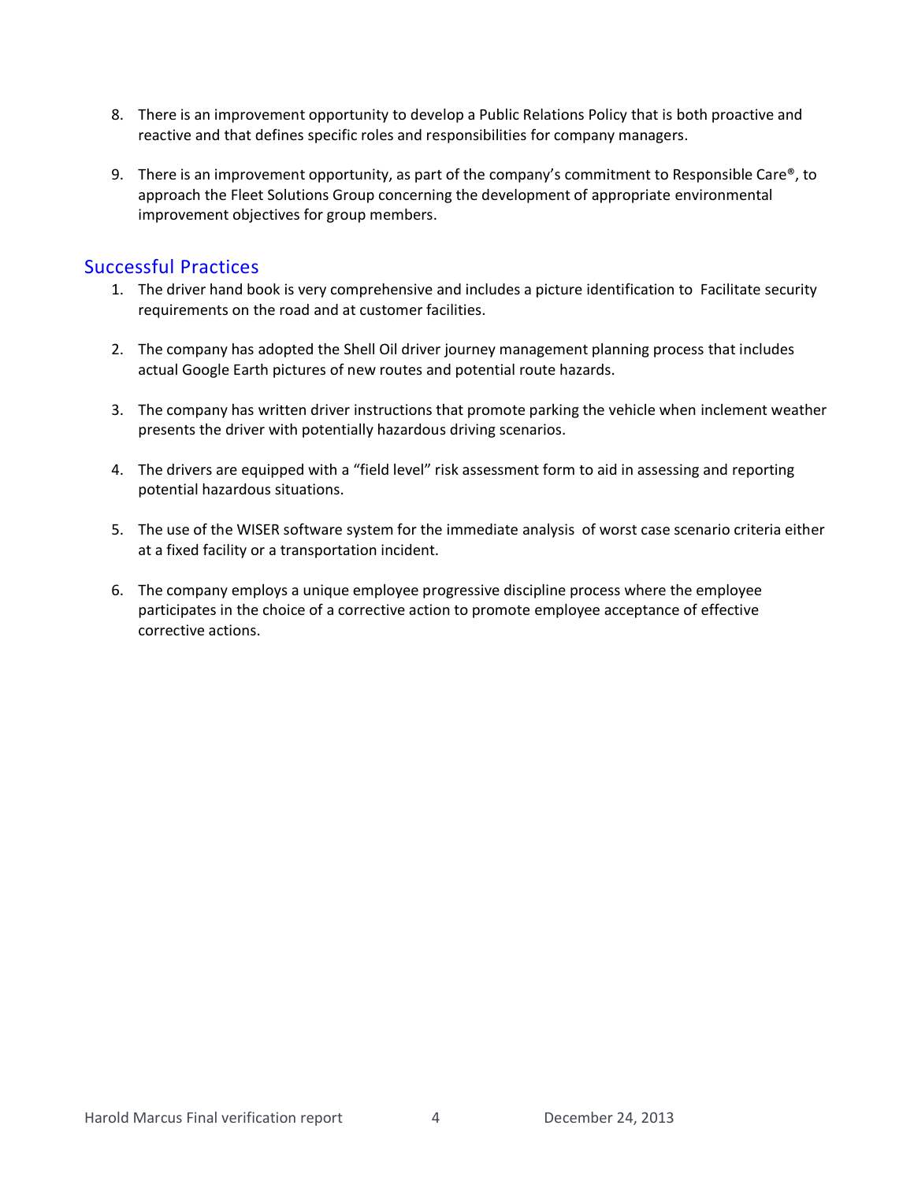8. There is an improvement opportunity to develop a Public Relations Policy that is both proactive and reactive and that defines specific roles and responsibilities for company managers.

9. There is an improvement opportunity, as part of the company's commitment to Responsible Care®, to approach the Fleet Solutions Group concerning the development of appropriate environmental improvement objectives for group members.

## Successful Practices

1. The driver hand book is very comprehensive and includes a picture identification to Facilitate security requirements on the road and at customer facilities.

2. The company has adopted the Shell Oil driver journey management planning process that includes actual Google Earth pictures of new routes and potential route hazards.

3. The company has written driver instructions that promote parking the vehicle when inclement weather presents the driver with potentially hazardous driving scenarios.

4. The drivers are equipped with a "field level" risk assessment form to aid in assessing and reporting potential hazardous situations.

5. The use of the WISER software system for the immediate analysis of worst case scenario criteria either at a fixed facility or a transportation incident.

6. The company employs a unique employee progressive discipline process where the employee participates in the choice of a corrective action to promote employee acceptance of effective corrective actions.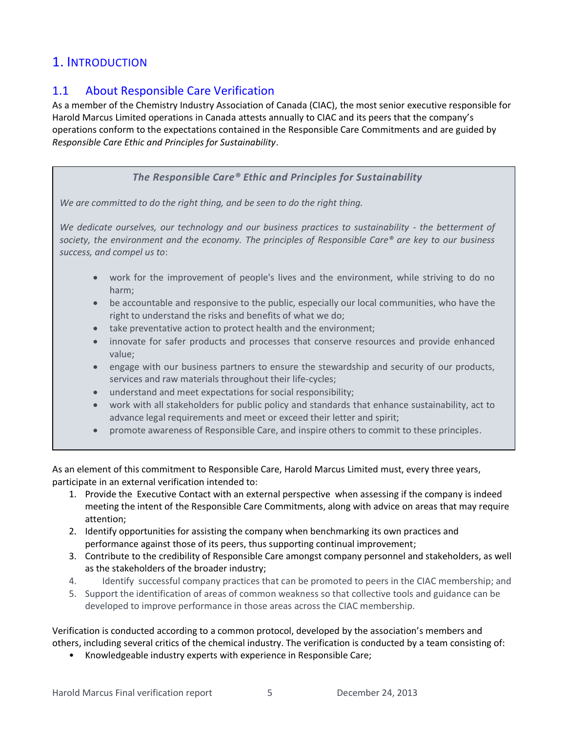# 1. Introduction

## 1.1 About Responsible Care Verification

As a member of the Chemistry Industry Association of Canada (CIAC), the most senior executive responsible for Harold Marcus Limited operations in Canada attests annually to CIAC and its peers that the company's operations conform to the expectations contained in the Responsible Care Commitments and are guided by *Responsible Care Ethic and Principles for Sustainability*.

> ***The Responsible Care® Ethic and Principles for Sustainability***
>
> *We are committed to do the right thing, and be seen to do the right thing.*
>
> *We dedicate ourselves, our technology and our business practices to sustainability - the betterment of society, the environment and the economy. The principles of Responsible Care® are key to our business success, and compel us to*:
>
> - work for the improvement of people's lives and the environment, while striving to do no harm;
> - be accountable and responsive to the public, especially our local communities, who have the right to understand the risks and benefits of what we do;
> - take preventative action to protect health and the environment;
> - innovate for safer products and processes that conserve resources and provide enhanced value;
> - engage with our business partners to ensure the stewardship and security of our products, services and raw materials throughout their life-cycles;
> - understand and meet expectations for social responsibility;
> - work with all stakeholders for public policy and standards that enhance sustainability, act to advance legal requirements and meet or exceed their letter and spirit;
> - promote awareness of Responsible Care, and inspire others to commit to these principles.

As an element of this commitment to Responsible Care, Harold Marcus Limited must, every three years, participate in an external verification intended to:

1. Provide the Executive Contact with an external perspective when assessing if the company is indeed meeting the intent of the Responsible Care Commitments, along with advice on areas that may require attention;
2. Identify opportunities for assisting the company when benchmarking its own practices and performance against those of its peers, thus supporting continual improvement;
3. Contribute to the credibility of Responsible Care amongst company personnel and stakeholders, as well as the stakeholders of the broader industry;
4. Identify successful company practices that can be promoted to peers in the CIAC membership; and
5. Support the identification of areas of common weakness so that collective tools and guidance can be developed to improve performance in those areas across the CIAC membership.

Verification is conducted according to a common protocol, developed by the association's members and others, including several critics of the chemical industry. The verification is conducted by a team consisting of:

- Knowledgeable industry experts with experience in Responsible Care;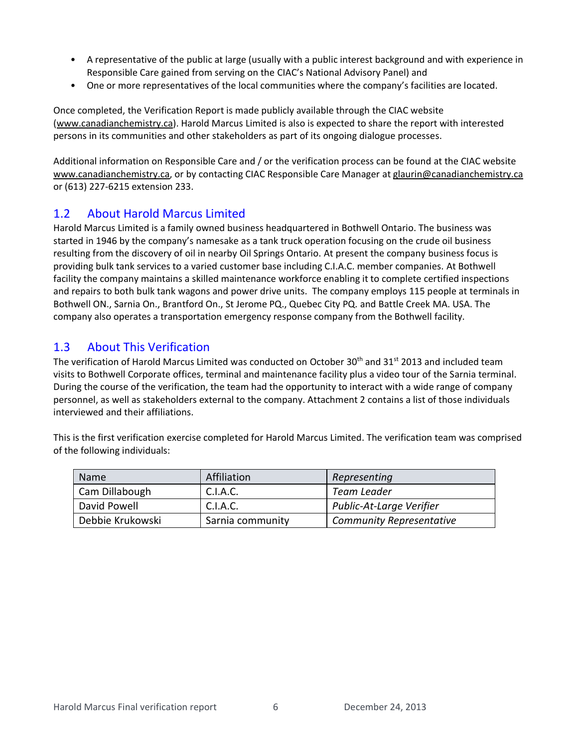- A representative of the public at large (usually with a public interest background and with experience in Responsible Care gained from serving on the CIAC's National Advisory Panel) and
- One or more representatives of the local communities where the company's facilities are located.

Once completed, the Verification Report is made publicly available through the CIAC website (www.canadianchemistry.ca). Harold Marcus Limited is also is expected to share the report with interested persons in its communities and other stakeholders as part of its ongoing dialogue processes.

Additional information on Responsible Care and / or the verification process can be found at the CIAC website www.canadianchemistry.ca, or by contacting CIAC Responsible Care Manager at glaurin@canadianchemistry.ca or (613) 227-6215 extension 233.

## 1.2 About Harold Marcus Limited

Harold Marcus Limited is a family owned business headquartered in Bothwell Ontario. The business was started in 1946 by the company's namesake as a tank truck operation focusing on the crude oil business resulting from the discovery of oil in nearby Oil Springs Ontario. At present the company business focus is providing bulk tank services to a varied customer base including C.I.A.C. member companies. At Bothwell facility the company maintains a skilled maintenance workforce enabling it to complete certified inspections and repairs to both bulk tank wagons and power drive units. The company employs 115 people at terminals in Bothwell ON., Sarnia On., Brantford On., St Jerome PQ., Quebec City PQ. and Battle Creek MA. USA. The company also operates a transportation emergency response company from the Bothwell facility.

## 1.3 About This Verification

The verification of Harold Marcus Limited was conducted on October 30th and 31st 2013 and included team visits to Bothwell Corporate offices, terminal and maintenance facility plus a video tour of the Sarnia terminal. During the course of the verification, the team had the opportunity to interact with a wide range of company personnel, as well as stakeholders external to the company. Attachment 2 contains a list of those individuals interviewed and their affiliations.

This is the first verification exercise completed for Harold Marcus Limited. The verification team was comprised of the following individuals:

| Name | Affiliation | *Representing* |
|---|---|---|
| Cam Dillabough | C.I.A.C. | *Team Leader* |
| David Powell | C.I.A.C. | *Public-At-Large Verifier* |
| Debbie Krukowski | Sarnia community | *Community Representative* |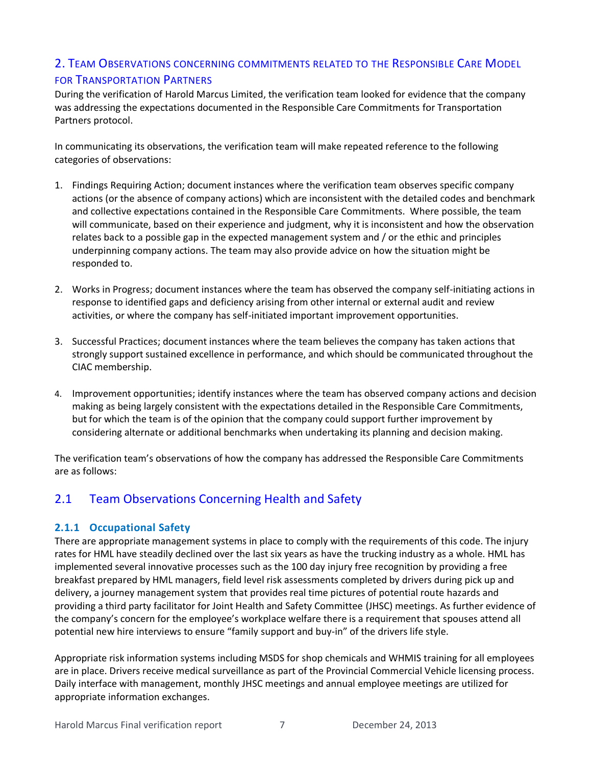## 2. Team Observations concerning commitments related to the Responsible Care Model for Transportation Partners

During the verification of Harold Marcus Limited, the verification team looked for evidence that the company was addressing the expectations documented in the Responsible Care Commitments for Transportation Partners protocol.

In communicating its observations, the verification team will make repeated reference to the following categories of observations:

1. Findings Requiring Action; document instances where the verification team observes specific company actions (or the absence of company actions) which are inconsistent with the detailed codes and benchmark and collective expectations contained in the Responsible Care Commitments. Where possible, the team will communicate, based on their experience and judgment, why it is inconsistent and how the observation relates back to a possible gap in the expected management system and / or the ethic and principles underpinning company actions. The team may also provide advice on how the situation might be responded to.

2. Works in Progress; document instances where the team has observed the company self-initiating actions in response to identified gaps and deficiency arising from other internal or external audit and review activities, or where the company has self-initiated important improvement opportunities.

3. Successful Practices; document instances where the team believes the company has taken actions that strongly support sustained excellence in performance, and which should be communicated throughout the CIAC membership.

4. Improvement opportunities; identify instances where the team has observed company actions and decision making as being largely consistent with the expectations detailed in the Responsible Care Commitments, but for which the team is of the opinion that the company could support further improvement by considering alternate or additional benchmarks when undertaking its planning and decision making.

The verification team's observations of how the company has addressed the Responsible Care Commitments are as follows:

## 2.1 Team Observations Concerning Health and Safety

### 2.1.1 Occupational Safety

There are appropriate management systems in place to comply with the requirements of this code. The injury rates for HML have steadily declined over the last six years as have the trucking industry as a whole. HML has implemented several innovative processes such as the 100 day injury free recognition by providing a free breakfast prepared by HML managers, field level risk assessments completed by drivers during pick up and delivery, a journey management system that provides real time pictures of potential route hazards and providing a third party facilitator for Joint Health and Safety Committee (JHSC) meetings. As further evidence of the company's concern for the employee's workplace welfare there is a requirement that spouses attend all potential new hire interviews to ensure "family support and buy-in" of the drivers life style.

Appropriate risk information systems including MSDS for shop chemicals and WHMIS training for all employees are in place. Drivers receive medical surveillance as part of the Provincial Commercial Vehicle licensing process. Daily interface with management, monthly JHSC meetings and annual employee meetings are utilized for appropriate information exchanges.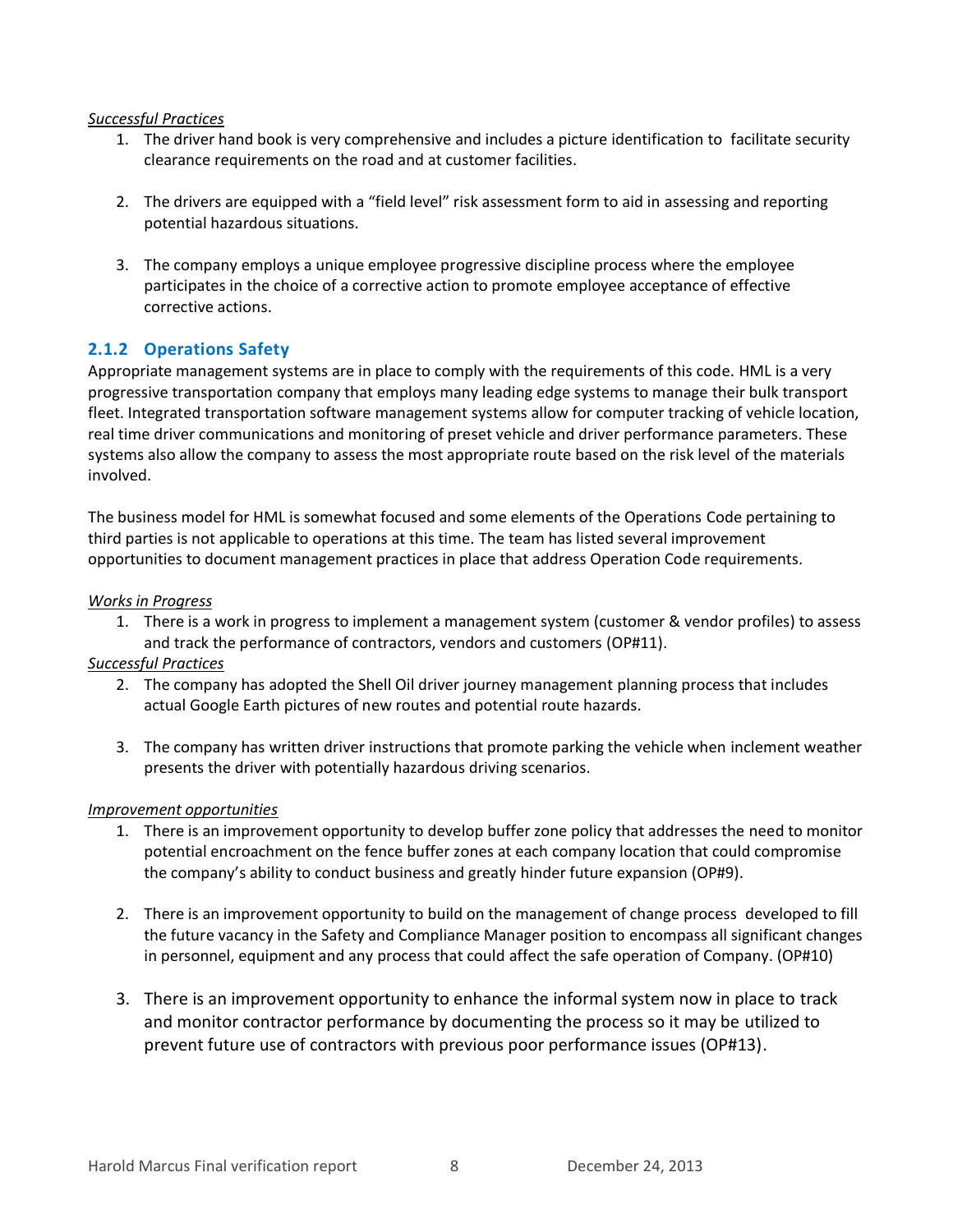*Successful Practices*

1. The driver hand book is very comprehensive and includes a picture identification to facilitate security clearance requirements on the road and at customer facilities.

2. The drivers are equipped with a "field level" risk assessment form to aid in assessing and reporting potential hazardous situations.

3. The company employs a unique employee progressive discipline process where the employee participates in the choice of a corrective action to promote employee acceptance of effective corrective actions.

### 2.1.2 Operations Safety

Appropriate management systems are in place to comply with the requirements of this code. HML is a very progressive transportation company that employs many leading edge systems to manage their bulk transport fleet. Integrated transportation software management systems allow for computer tracking of vehicle location, real time driver communications and monitoring of preset vehicle and driver performance parameters. These systems also allow the company to assess the most appropriate route based on the risk level of the materials involved.

The business model for HML is somewhat focused and some elements of the Operations Code pertaining to third parties is not applicable to operations at this time. The team has listed several improvement opportunities to document management practices in place that address Operation Code requirements.

*Works in Progress*

1. There is a work in progress to implement a management system (customer & vendor profiles) to assess and track the performance of contractors, vendors and customers (OP#11).

*Successful Practices*

2. The company has adopted the Shell Oil driver journey management planning process that includes actual Google Earth pictures of new routes and potential route hazards.

3. The company has written driver instructions that promote parking the vehicle when inclement weather presents the driver with potentially hazardous driving scenarios.

*Improvement opportunities*

1. There is an improvement opportunity to develop buffer zone policy that addresses the need to monitor potential encroachment on the fence buffer zones at each company location that could compromise the company's ability to conduct business and greatly hinder future expansion (OP#9).

2. There is an improvement opportunity to build on the management of change process developed to fill the future vacancy in the Safety and Compliance Manager position to encompass all significant changes in personnel, equipment and any process that could affect the safe operation of Company. (OP#10)

3. There is an improvement opportunity to enhance the informal system now in place to track and monitor contractor performance by documenting the process so it may be utilized to prevent future use of contractors with previous poor performance issues (OP#13).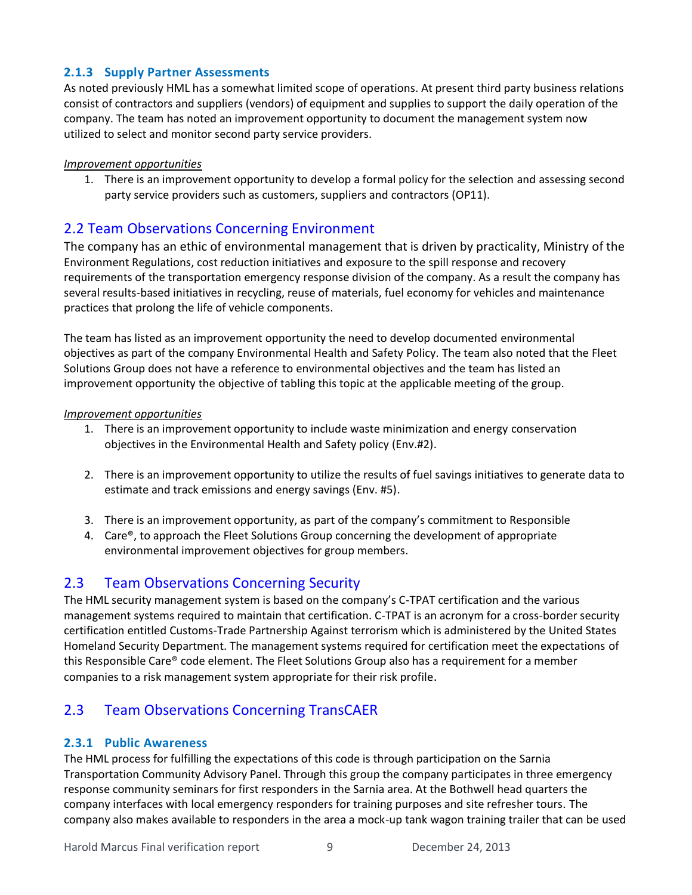### 2.1.3 Supply Partner Assessments

As noted previously HML has a somewhat limited scope of operations. At present third party business relations consist of contractors and suppliers (vendors) of equipment and supplies to support the daily operation of the company. The team has noted an improvement opportunity to document the management system now utilized to select and monitor second party service providers.

*Improvement opportunities*

1. There is an improvement opportunity to develop a formal policy for the selection and assessing second party service providers such as customers, suppliers and contractors (OP11).

## 2.2 Team Observations Concerning Environment

The company has an ethic of environmental management that is driven by practicality, Ministry of the Environment Regulations, cost reduction initiatives and exposure to the spill response and recovery requirements of the transportation emergency response division of the company. As a result the company has several results-based initiatives in recycling, reuse of materials, fuel economy for vehicles and maintenance practices that prolong the life of vehicle components.

The team has listed as an improvement opportunity the need to develop documented environmental objectives as part of the company Environmental Health and Safety Policy. The team also noted that the Fleet Solutions Group does not have a reference to environmental objectives and the team has listed an improvement opportunity the objective of tabling this topic at the applicable meeting of the group.

*Improvement opportunities*

1. There is an improvement opportunity to include waste minimization and energy conservation objectives in the Environmental Health and Safety policy (Env.#2).

2. There is an improvement opportunity to utilize the results of fuel savings initiatives to generate data to estimate and track emissions and energy savings (Env. #5).

3. There is an improvement opportunity, as part of the company's commitment to Responsible
4. Care®, to approach the Fleet Solutions Group concerning the development of appropriate environmental improvement objectives for group members.

## 2.3 Team Observations Concerning Security

The HML security management system is based on the company's C-TPAT certification and the various management systems required to maintain that certification. C-TPAT is an acronym for a cross-border security certification entitled Customs-Trade Partnership Against terrorism which is administered by the United States Homeland Security Department. The management systems required for certification meet the expectations of this Responsible Care® code element. The Fleet Solutions Group also has a requirement for a member companies to a risk management system appropriate for their risk profile.

## 2.3 Team Observations Concerning TransCAER

### 2.3.1 Public Awareness

The HML process for fulfilling the expectations of this code is through participation on the Sarnia Transportation Community Advisory Panel. Through this group the company participates in three emergency response community seminars for first responders in the Sarnia area. At the Bothwell head quarters the company interfaces with local emergency responders for training purposes and site refresher tours. The company also makes available to responders in the area a mock-up tank wagon training trailer that can be used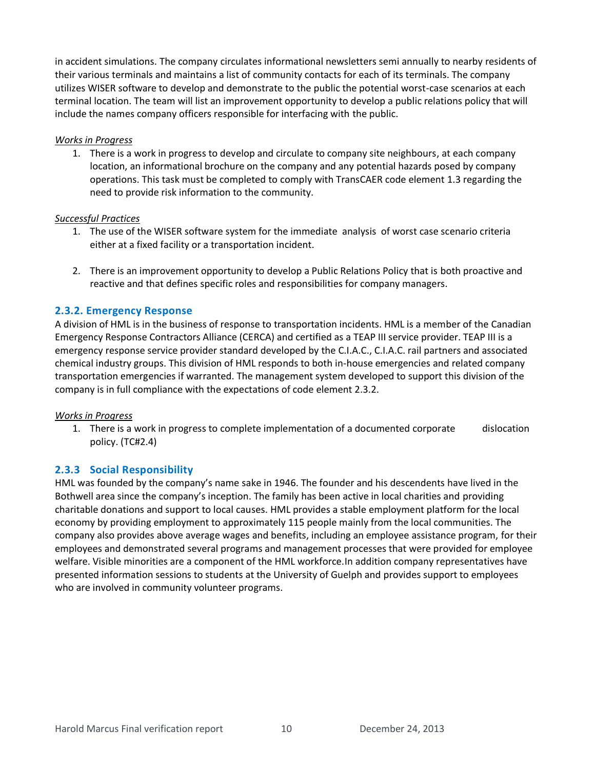in accident simulations. The company circulates informational newsletters semi annually to nearby residents of their various terminals and maintains a list of community contacts for each of its terminals. The company utilizes WISER software to develop and demonstrate to the public the potential worst-case scenarios at each terminal location. The team will list an improvement opportunity to develop a public relations policy that will include the names company officers responsible for interfacing with the public.

*Works in Progress*

1. There is a work in progress to develop and circulate to company site neighbours, at each company location, an informational brochure on the company and any potential hazards posed by company operations. This task must be completed to comply with TransCAER code element 1.3 regarding the need to provide risk information to the community.

*Successful Practices*

1. The use of the WISER software system for the immediate analysis of worst case scenario criteria either at a fixed facility or a transportation incident.

2. There is an improvement opportunity to develop a Public Relations Policy that is both proactive and reactive and that defines specific roles and responsibilities for company managers.

### 2.3.2. Emergency Response

A division of HML is in the business of response to transportation incidents. HML is a member of the Canadian Emergency Response Contractors Alliance (CERCA) and certified as a TEAP III service provider. TEAP III is a emergency response service provider standard developed by the C.I.A.C., C.I.A.C. rail partners and associated chemical industry groups. This division of HML responds to both in-house emergencies and related company transportation emergencies if warranted. The management system developed to support this division of the company is in full compliance with the expectations of code element 2.3.2.

*Works in Progress*

1. There is a work in progress to complete implementation of a documented corporate dislocation policy. (TC#2.4)

### 2.3.3 Social Responsibility

HML was founded by the company's name sake in 1946. The founder and his descendents have lived in the Bothwell area since the company's inception. The family has been active in local charities and providing charitable donations and support to local causes. HML provides a stable employment platform for the local economy by providing employment to approximately 115 people mainly from the local communities. The company also provides above average wages and benefits, including an employee assistance program, for their employees and demonstrated several programs and management processes that were provided for employee welfare. Visible minorities are a component of the HML workforce.In addition company representatives have presented information sessions to students at the University of Guelph and provides support to employees who are involved in community volunteer programs.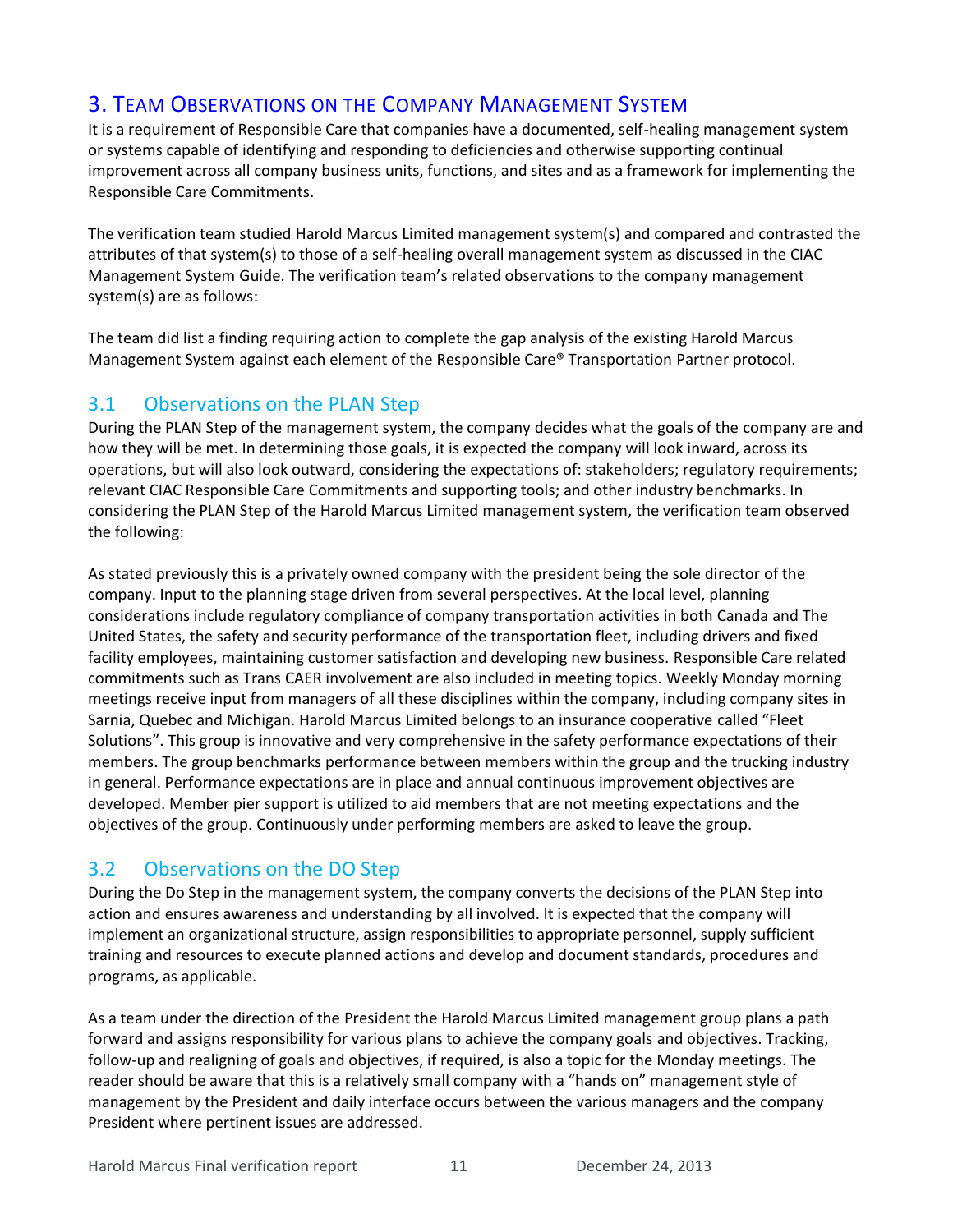## 3. Team Observations on the Company Management System

It is a requirement of Responsible Care that companies have a documented, self-healing management system or systems capable of identifying and responding to deficiencies and otherwise supporting continual improvement across all company business units, functions, and sites and as a framework for implementing the Responsible Care Commitments.

The verification team studied Harold Marcus Limited management system(s) and compared and contrasted the attributes of that system(s) to those of a self-healing overall management system as discussed in the CIAC Management System Guide. The verification team's related observations to the company management system(s) are as follows:

The team did list a finding requiring action to complete the gap analysis of the existing Harold Marcus Management System against each element of the Responsible Care® Transportation Partner protocol.

### 3.1 Observations on the PLAN Step

During the PLAN Step of the management system, the company decides what the goals of the company are and how they will be met. In determining those goals, it is expected the company will look inward, across its operations, but will also look outward, considering the expectations of: stakeholders; regulatory requirements; relevant CIAC Responsible Care Commitments and supporting tools; and other industry benchmarks. In considering the PLAN Step of the Harold Marcus Limited management system, the verification team observed the following:

As stated previously this is a privately owned company with the president being the sole director of the company. Input to the planning stage driven from several perspectives. At the local level, planning considerations include regulatory compliance of company transportation activities in both Canada and The United States, the safety and security performance of the transportation fleet, including drivers and fixed facility employees, maintaining customer satisfaction and developing new business. Responsible Care related commitments such as Trans CAER involvement are also included in meeting topics. Weekly Monday morning meetings receive input from managers of all these disciplines within the company, including company sites in Sarnia, Quebec and Michigan. Harold Marcus Limited belongs to an insurance cooperative called "Fleet Solutions". This group is innovative and very comprehensive in the safety performance expectations of their members. The group benchmarks performance between members within the group and the trucking industry in general. Performance expectations are in place and annual continuous improvement objectives are developed. Member pier support is utilized to aid members that are not meeting expectations and the objectives of the group. Continuously under performing members are asked to leave the group.

### 3.2 Observations on the DO Step

During the Do Step in the management system, the company converts the decisions of the PLAN Step into action and ensures awareness and understanding by all involved. It is expected that the company will implement an organizational structure, assign responsibilities to appropriate personnel, supply sufficient training and resources to execute planned actions and develop and document standards, procedures and programs, as applicable.

As a team under the direction of the President the Harold Marcus Limited management group plans a path forward and assigns responsibility for various plans to achieve the company goals and objectives. Tracking, follow-up and realigning of goals and objectives, if required, is also a topic for the Monday meetings. The reader should be aware that this is a relatively small company with a "hands on" management style of management by the President and daily interface occurs between the various managers and the company President where pertinent issues are addressed.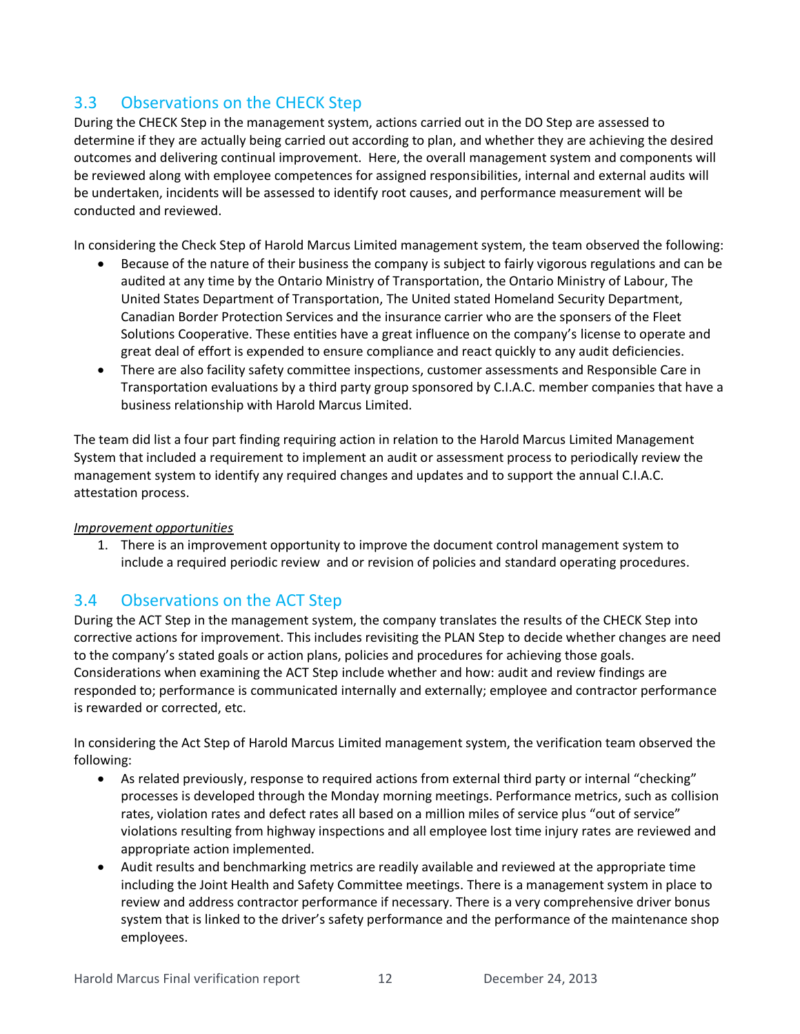## 3.3 Observations on the CHECK Step

During the CHECK Step in the management system, actions carried out in the DO Step are assessed to determine if they are actually being carried out according to plan, and whether they are achieving the desired outcomes and delivering continual improvement. Here, the overall management system and components will be reviewed along with employee competences for assigned responsibilities, internal and external audits will be undertaken, incidents will be assessed to identify root causes, and performance measurement will be conducted and reviewed.

In considering the Check Step of Harold Marcus Limited management system, the team observed the following:

- Because of the nature of their business the company is subject to fairly vigorous regulations and can be audited at any time by the Ontario Ministry of Transportation, the Ontario Ministry of Labour, The United States Department of Transportation, The United stated Homeland Security Department, Canadian Border Protection Services and the insurance carrier who are the sponsers of the Fleet Solutions Cooperative. These entities have a great influence on the company's license to operate and great deal of effort is expended to ensure compliance and react quickly to any audit deficiencies.
- There are also facility safety committee inspections, customer assessments and Responsible Care in Transportation evaluations by a third party group sponsored by C.I.A.C. member companies that have a business relationship with Harold Marcus Limited.

The team did list a four part finding requiring action in relation to the Harold Marcus Limited Management System that included a requirement to implement an audit or assessment process to periodically review the management system to identify any required changes and updates and to support the annual C.I.A.C. attestation process.

*Improvement opportunities*

1. There is an improvement opportunity to improve the document control management system to include a required periodic review and or revision of policies and standard operating procedures.

## 3.4 Observations on the ACT Step

During the ACT Step in the management system, the company translates the results of the CHECK Step into corrective actions for improvement. This includes revisiting the PLAN Step to decide whether changes are need to the company's stated goals or action plans, policies and procedures for achieving those goals. Considerations when examining the ACT Step include whether and how: audit and review findings are responded to; performance is communicated internally and externally; employee and contractor performance is rewarded or corrected, etc.

In considering the Act Step of Harold Marcus Limited management system, the verification team observed the following:

- As related previously, response to required actions from external third party or internal "checking" processes is developed through the Monday morning meetings. Performance metrics, such as collision rates, violation rates and defect rates all based on a million miles of service plus "out of service" violations resulting from highway inspections and all employee lost time injury rates are reviewed and appropriate action implemented.
- Audit results and benchmarking metrics are readily available and reviewed at the appropriate time including the Joint Health and Safety Committee meetings. There is a management system in place to review and address contractor performance if necessary. There is a very comprehensive driver bonus system that is linked to the driver's safety performance and the performance of the maintenance shop employees.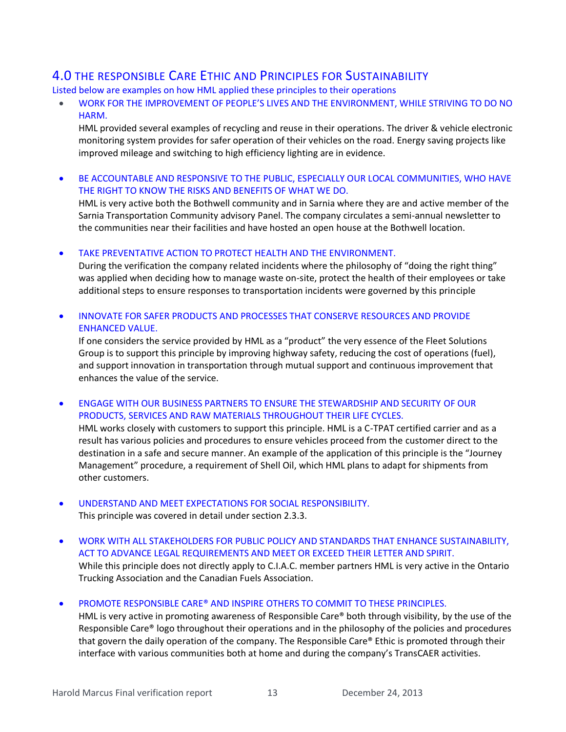## 4.0 THE RESPONSIBLE CARE ETHIC AND PRINCIPLES FOR SUSTAINABILITY

Listed below are examples on how HML applied these principles to their operations

- WORK FOR THE IMPROVEMENT OF PEOPLE'S LIVES AND THE ENVIRONMENT, WHILE STRIVING TO DO NO HARM.
  HML provided several examples of recycling and reuse in their operations. The driver & vehicle electronic monitoring system provides for safer operation of their vehicles on the road. Energy saving projects like improved mileage and switching to high efficiency lighting are in evidence.

- BE ACCOUNTABLE AND RESPONSIVE TO THE PUBLIC, ESPECIALLY OUR LOCAL COMMUNITIES, WHO HAVE THE RIGHT TO KNOW THE RISKS AND BENEFITS OF WHAT WE DO.
  HML is very active both the Bothwell community and in Sarnia where they are and active member of the Sarnia Transportation Community advisory Panel. The company circulates a semi-annual newsletter to the communities near their facilities and have hosted an open house at the Bothwell location.

- TAKE PREVENTATIVE ACTION TO PROTECT HEALTH AND THE ENVIRONMENT.
  During the verification the company related incidents where the philosophy of "doing the right thing" was applied when deciding how to manage waste on-site, protect the health of their employees or take additional steps to ensure responses to transportation incidents were governed by this principle

- INNOVATE FOR SAFER PRODUCTS AND PROCESSES THAT CONSERVE RESOURCES AND PROVIDE ENHANCED VALUE.
  If one considers the service provided by HML as a "product" the very essence of the Fleet Solutions Group is to support this principle by improving highway safety, reducing the cost of operations (fuel), and support innovation in transportation through mutual support and continuous improvement that enhances the value of the service.

- ENGAGE WITH OUR BUSINESS PARTNERS TO ENSURE THE STEWARDSHIP AND SECURITY OF OUR PRODUCTS, SERVICES AND RAW MATERIALS THROUGHOUT THEIR LIFE CYCLES.
  HML works closely with customers to support this principle. HML is a C-TPAT certified carrier and as a result has various policies and procedures to ensure vehicles proceed from the customer direct to the destination in a safe and secure manner. An example of the application of this principle is the "Journey Management" procedure, a requirement of Shell Oil, which HML plans to adapt for shipments from other customers.

- UNDERSTAND AND MEET EXPECTATIONS FOR SOCIAL RESPONSIBILITY.
  This principle was covered in detail under section 2.3.3.

- WORK WITH ALL STAKEHOLDERS FOR PUBLIC POLICY AND STANDARDS THAT ENHANCE SUSTAINABILITY, ACT TO ADVANCE LEGAL REQUIREMENTS AND MEET OR EXCEED THEIR LETTER AND SPIRIT.
  While this principle does not directly apply to C.I.A.C. member partners HML is very active in the Ontario Trucking Association and the Canadian Fuels Association.

- PROMOTE RESPONSIBLE CARE® AND INSPIRE OTHERS TO COMMIT TO THESE PRINCIPLES.
  HML is very active in promoting awareness of Responsible Care® both through visibility, by the use of the Responsible Care® logo throughout their operations and in the philosophy of the policies and procedures that govern the daily operation of the company. The Responsible Care® Ethic is promoted through their interface with various communities both at home and during the company's TransCAER activities.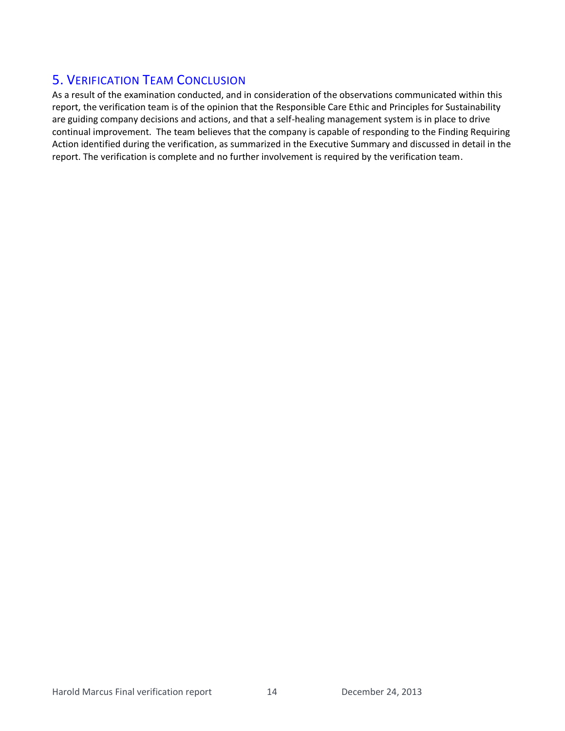## 5. Verification Team Conclusion

As a result of the examination conducted, and in consideration of the observations communicated within this report, the verification team is of the opinion that the Responsible Care Ethic and Principles for Sustainability are guiding company decisions and actions, and that a self-healing management system is in place to drive continual improvement. The team believes that the company is capable of responding to the Finding Requiring Action identified during the verification, as summarized in the Executive Summary and discussed in detail in the report. The verification is complete and no further involvement is required by the verification team.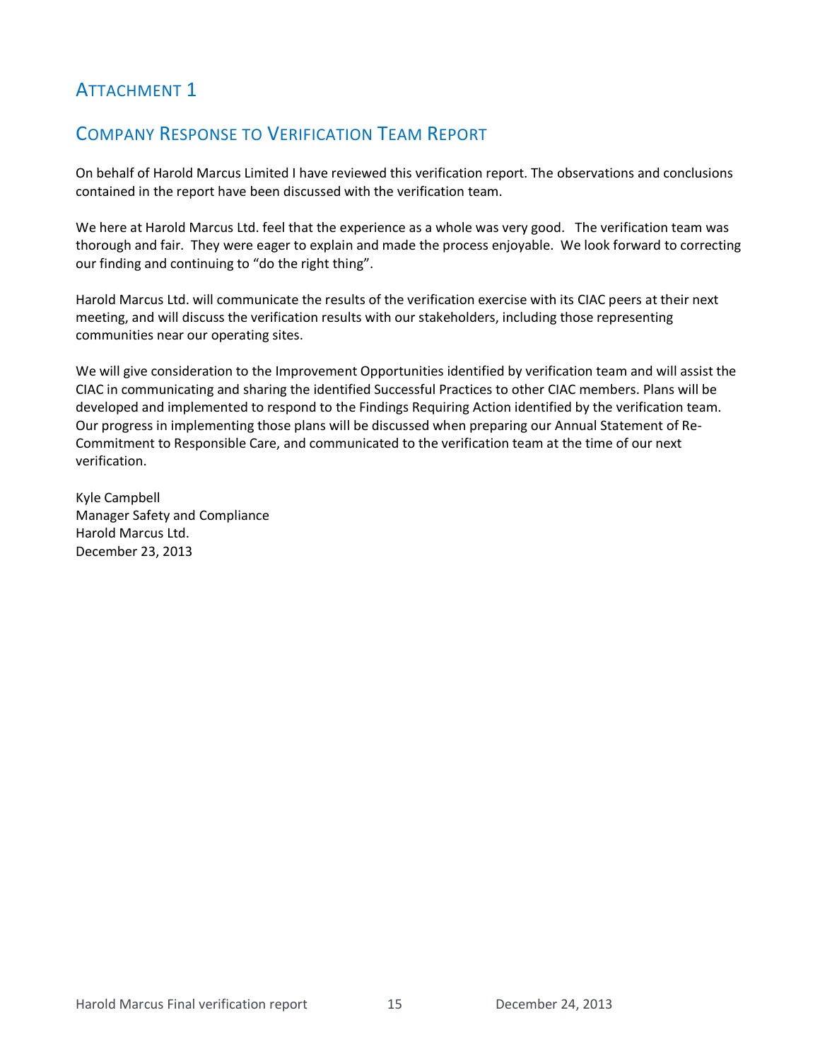## Attachment 1

## Company Response to Verification Team Report

On behalf of Harold Marcus Limited I have reviewed this verification report. The observations and conclusions contained in the report have been discussed with the verification team.

We here at Harold Marcus Ltd. feel that the experience as a whole was very good. The verification team was thorough and fair. They were eager to explain and made the process enjoyable. We look forward to correcting our finding and continuing to "do the right thing".

Harold Marcus Ltd. will communicate the results of the verification exercise with its CIAC peers at their next meeting, and will discuss the verification results with our stakeholders, including those representing communities near our operating sites.

We will give consideration to the Improvement Opportunities identified by verification team and will assist the CIAC in communicating and sharing the identified Successful Practices to other CIAC members. Plans will be developed and implemented to respond to the Findings Requiring Action identified by the verification team. Our progress in implementing those plans will be discussed when preparing our Annual Statement of Re-Commitment to Responsible Care, and communicated to the verification team at the time of our next verification.

Kyle Campbell
Manager Safety and Compliance
Harold Marcus Ltd.
December 23, 2013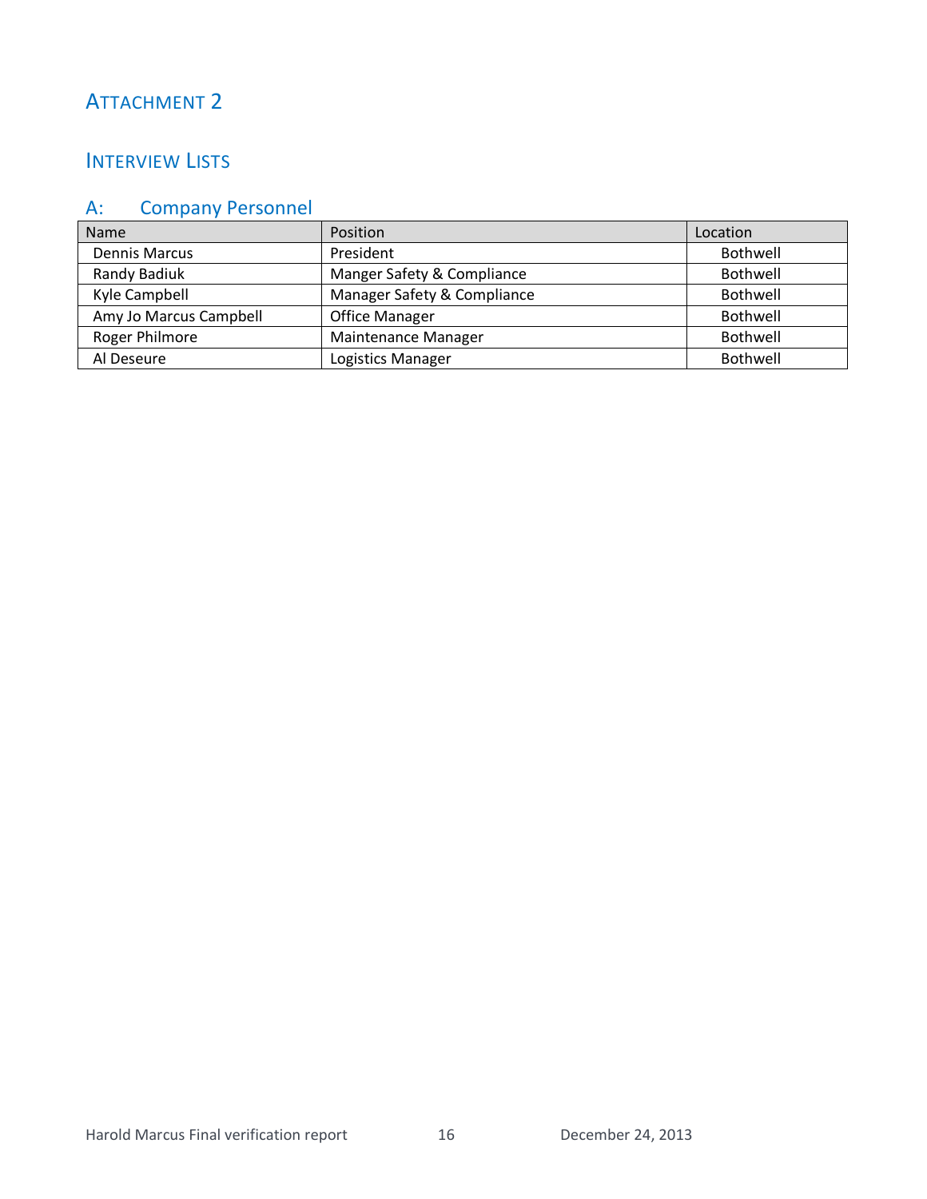# ATTACHMENT 2

## INTERVIEW LISTS

### A: Company Personnel

| Name | Position | Location |
|---|---|---|
| Dennis Marcus | President | Bothwell |
| Randy Badiuk | Manger Safety & Compliance | Bothwell |
| Kyle Campbell | Manager Safety & Compliance | Bothwell |
| Amy Jo Marcus Campbell | Office Manager | Bothwell |
| Roger Philmore | Maintenance Manager | Bothwell |
| Al Deseure | Logistics Manager | Bothwell |